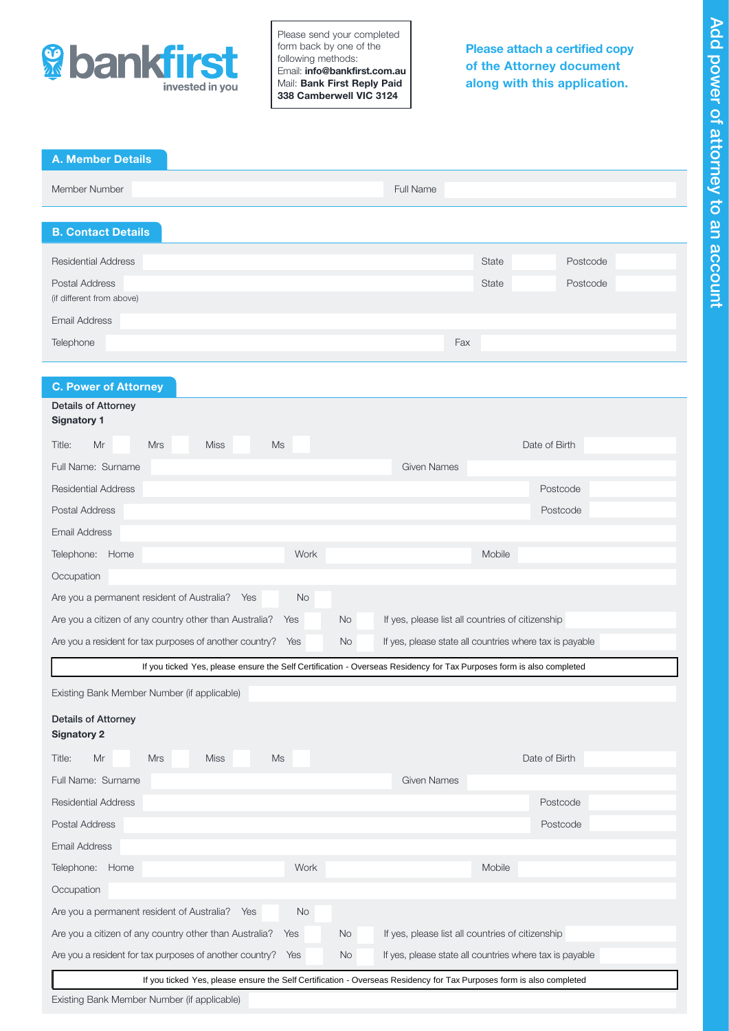**bankfirst** invested in you

Please send your completed form back by one of the following methods:
Email: **info@bankfirst.com.au**
Mail: **Bank First Reply Paid 338 Camberwell VIC 3124**

**Please attach a certified copy of the Attorney document along with this application.**

# Add power of attorney to an account

## A. Member Details

Member Number ______ Full Name ______

## B. Contact Details

Residential Address ______ State ______ Postcode ______

Postal Address ______ State ______ Postcode ______
(if different from above)

Email Address ______

Telephone ______ Fax ______

## C. Power of Attorney

**Details of Attorney**
**Signatory 1**

Title: Mr ☐ Mrs ☐ Miss ☐ Ms ☐ Date of Birth ______

Full Name: Surname ______ Given Names ______

Residential Address ______ Postcode ______

Postal Address ______ Postcode ______

Email Address ______

Telephone: Home ______ Work ______ Mobile ______

Occupation ______

Are you a permanent resident of Australia? Yes ☐ No ☐

Are you a citizen of any country other than Australia? Yes ☐ No ☐ If yes, please list all countries of citizenship ______

Are you a resident for tax purposes of another country? Yes ☐ No ☐ If yes, please state all countries where tax is payable ______

If you ticked Yes, please ensure the Self Certification - Overseas Residency for Tax Purposes form is also completed

Existing Bank Member Number (if applicable) ______

**Details of Attorney**
**Signatory 2**

Title: Mr ☐ Mrs ☐ Miss ☐ Ms ☐ Date of Birth ______

Full Name: Surname ______ Given Names ______

Residential Address ______ Postcode ______

Postal Address ______ Postcode ______

Email Address ______

Telephone: Home ______ Work ______ Mobile ______

Occupation ______

Are you a permanent resident of Australia? Yes ☐ No ☐

Are you a citizen of any country other than Australia? Yes ☐ No ☐ If yes, please list all countries of citizenship ______

Are you a resident for tax purposes of another country? Yes ☐ No ☐ If yes, please state all countries where tax is payable ______

If you ticked Yes, please ensure the Self Certification - Overseas Residency for Tax Purposes form is also completed

Existing Bank Member Number (if applicable) ______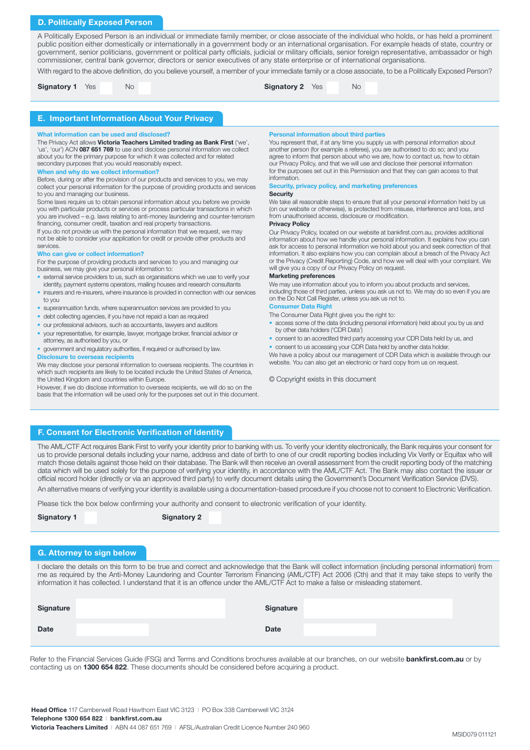## D. Politically Exposed Person

A Politically Exposed Person is an individual or immediate family member, or close associate of the individual who holds, or has held a prominent public position either domestically or internationally in a government body or an international organisation. For example heads of state, country or government, senior politicians, government or political party officials, judicial or military officials, senior foreign representative, ambassador or high commissioner, central bank governor, directors or senior executives of any state enterprise or of international organisations.

With regard to the above definition, do you believe yourself, a member of your immediate family or a close associate, to be a Politically Exposed Person?

**Signatory 1** Yes ☐ No ☐ **Signatory 2** Yes ☐ No ☐

## E. Important Information About Your Privacy

**What information can be used and disclosed?**

The Privacy Act allows **Victoria Teachers Limited trading as Bank First** ('we', 'us', 'our') ACN **087 651 769** to use and disclose personal information we collect about you for the primary purpose for which it was collected and for related secondary purposes that you would reasonably expect.

**When and why do we collect information?**

Before, during or after the provision of our products and services to you, we may collect your personal information for the purpose of providing products and services to you and managing our business.

Some laws require us to obtain personal information about you before we provide you with particular products or services or process particular transactions in which you are involved – e.g. laws relating to anti-money laundering and counter-terrorism financing, consumer credit, taxation and real property transactions.

If you do not provide us with the personal information that we request, we may not be able to consider your application for credit or provide other products and services.

**Who can give or collect information?**

For the purpose of providing products and services to you and managing our business, we may give your personal information to:

- external service providers to us, such as organisations which we use to verify your identity, payment systems operators, mailing houses and research consultants
- insurers and re-insurers, where insurance is provided in connection with our services to you
- superannuation funds, where superannuation services are provided to you
- debt collecting agencies, if you have not repaid a loan as required
- our professional advisors, such as accountants, lawyers and auditors
- your representative, for example, lawyer, mortgage broker, financial advisor or attorney, as authorised by you, or
- government and regulatory authorities, if required or authorised by law.

**Disclosure to overseas recipients**

We may disclose your personal information to overseas recipients. The countries in which such recipients are likely to be located include the United States of America, the United Kingdom and countries within Europe.

However, if we do disclose information to overseas recipients, we will do so on the basis that the information will be used only for the purposes set out in this document.

**Personal information about third parties**

You represent that, if at any time you supply us with personal information about another person (for example a referee), you are authorised to do so; and you agree to inform that person about who we are, how to contact us, how to obtain our Privacy Policy, and that we will use and disclose their personal information for the purposes set out in this Permission and that they can gain access to that information.

**Security, privacy policy, and marketing preferences**

**Security**

We take all reasonable steps to ensure that all your personal information held by us (on our website or otherwise), is protected from misuse, interference and loss, and from unauthorised access, disclosure or modification.

**Privacy Policy**

Our Privacy Policy, located on our website at bankfirst.com.au, provides additional information about how we handle your personal information. It explains how you can ask for access to personal information we hold about you and seek correction of that information. It also explains how you can complain about a breach of the Privacy Act or the Privacy (Credit Reporting) Code, and how we will deal with your complaint. We will give you a copy of our Privacy Policy on request.

**Marketing preferences**

We may use information about you to inform you about products and services, including those of third parties, unless you ask us not to. We may do so even if you are on the Do Not Call Register, unless you ask us not to.

**Consumer Data Right**

The Consumer Data Right gives you the right to:

- access some of the data (including personal information) held about you by us and by other data holders ('CDR Data')
- consent to an accredited third party accessing your CDR Data held by us, and
- consent to us accessing your CDR Data held by another data holder.

We have a policy about our management of CDR Data which is available through our website. You can also get an electronic or hard copy from us on request.

© Copyright exists in this document

## F. Consent for Electronic Verification of Identity

The AML/CTF Act requires Bank First to verify your identity prior to banking with us. To verify your identity electronically, the Bank requires your consent for us to provide personal details including your name, address and date of birth to one of our credit reporting bodies including Vix Verify or Equifax who will match those details against those held on their database. The Bank will then receive an overall assessment from the credit reporting body of the matching data which will be used solely for the purpose of verifying your identity, in accordance with the AML/CTF Act. The Bank may also contact the issuer or official record holder (directly or via an approved third party) to verify document details using the Government's Document Verification Service (DVS).

An alternative means of verifying your identity is available using a documentation-based procedure if you choose not to consent to Electronic Verification.

Please tick the box below confirming your authority and consent to electronic verification of your identity.

**Signatory 1** ☐ **Signatory 2** ☐

## G. Attorney to sign below

I declare the details on this form to be true and correct and acknowledge that the Bank will collect information (including personal information) from me as required by the Anti-Money Laundering and Counter Terrorism Financing (AML/CTF) Act 2006 (Cth) and that it may take steps to verify the information it has collected. I understand that it is an offence under the AML/CTF Act to make a false or misleading statement.

| | | | |
|---|---|---|---|
| **Signature** | | **Signature** | |
| **Date** | | **Date** | |

Refer to the Financial Services Guide (FSG) and Terms and Conditions brochures available at our branches, on our website **bankfirst.com.au** or by contacting us on **1300 654 822**. These documents should be considered before acquiring a product.

**Head Office** 117 Camberwell Road Hawthorn East VIC 3123 | PO Box 338 Camberwell VIC 3124
**Telephone 1300 654 822** | **bankfirst.com.au**
**Victoria Teachers Limited** | ABN 44 087 651 769 | AFSL/Australian Credit Licence Number 240 960

MSID079 011121